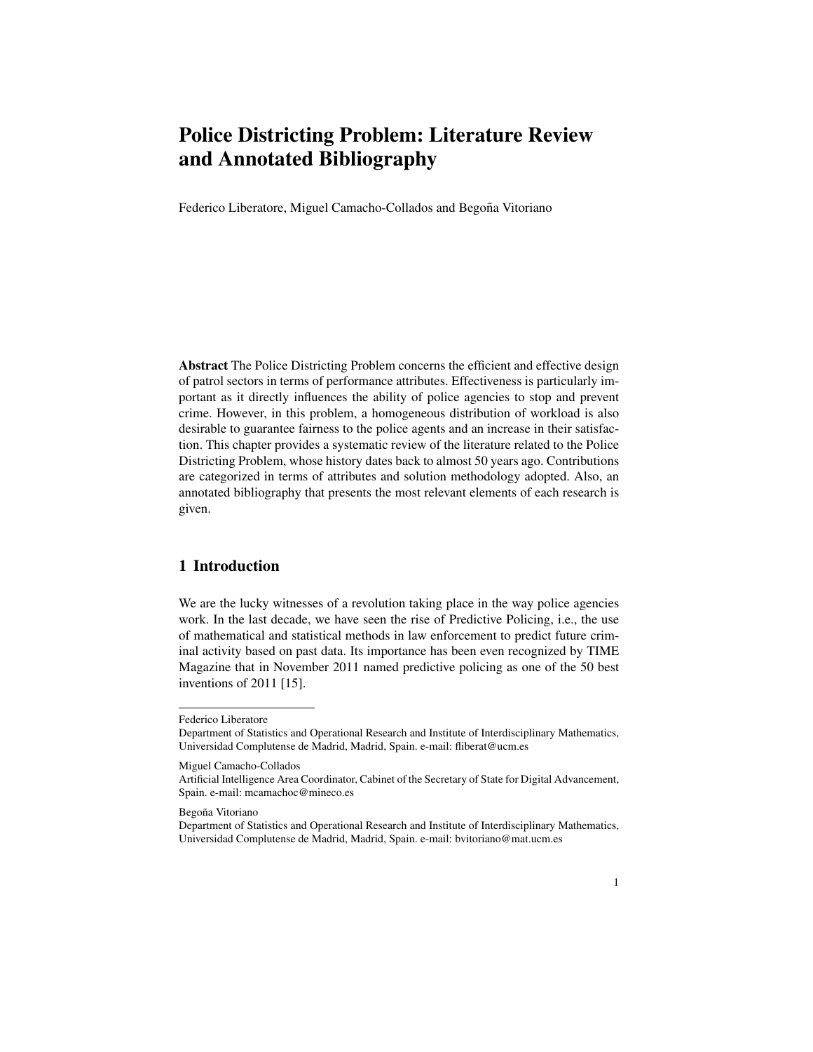# Police Districting Problem: Literature Review and Annotated Bibliography

Federico Liberatore, Miguel Camacho-Collados and Begoña Vitoriano

**Abstract** The Police Districting Problem concerns the efficient and effective design of patrol sectors in terms of performance attributes. Effectiveness is particularly important as it directly influences the ability of police agencies to stop and prevent crime. However, in this problem, a homogeneous distribution of workload is also desirable to guarantee fairness to the police agents and an increase in their satisfaction. This chapter provides a systematic review of the literature related to the Police Districting Problem, whose history dates back to almost 50 years ago. Contributions are categorized in terms of attributes and solution methodology adopted. Also, an annotated bibliography that presents the most relevant elements of each research is given.

## 1 Introduction

We are the lucky witnesses of a revolution taking place in the way police agencies work. In the last decade, we have seen the rise of Predictive Policing, i.e., the use of mathematical and statistical methods in law enforcement to predict future criminal activity based on past data. Its importance has been even recognized by TIME Magazine that in November 2011 named predictive policing as one of the 50 best inventions of 2011 [15].

---

Federico Liberatore
Department of Statistics and Operational Research and Institute of Interdisciplinary Mathematics, Universidad Complutense de Madrid, Madrid, Spain. e-mail: fliberat@ucm.es

Miguel Camacho-Collados
Artificial Intelligence Area Coordinator, Cabinet of the Secretary of State for Digital Advancement, Spain. e-mail: mcamachoc@mineco.es

Begoña Vitoriano
Department of Statistics and Operational Research and Institute of Interdisciplinary Mathematics, Universidad Complutense de Madrid, Madrid, Spain. e-mail: bvitoriano@mat.ucm.es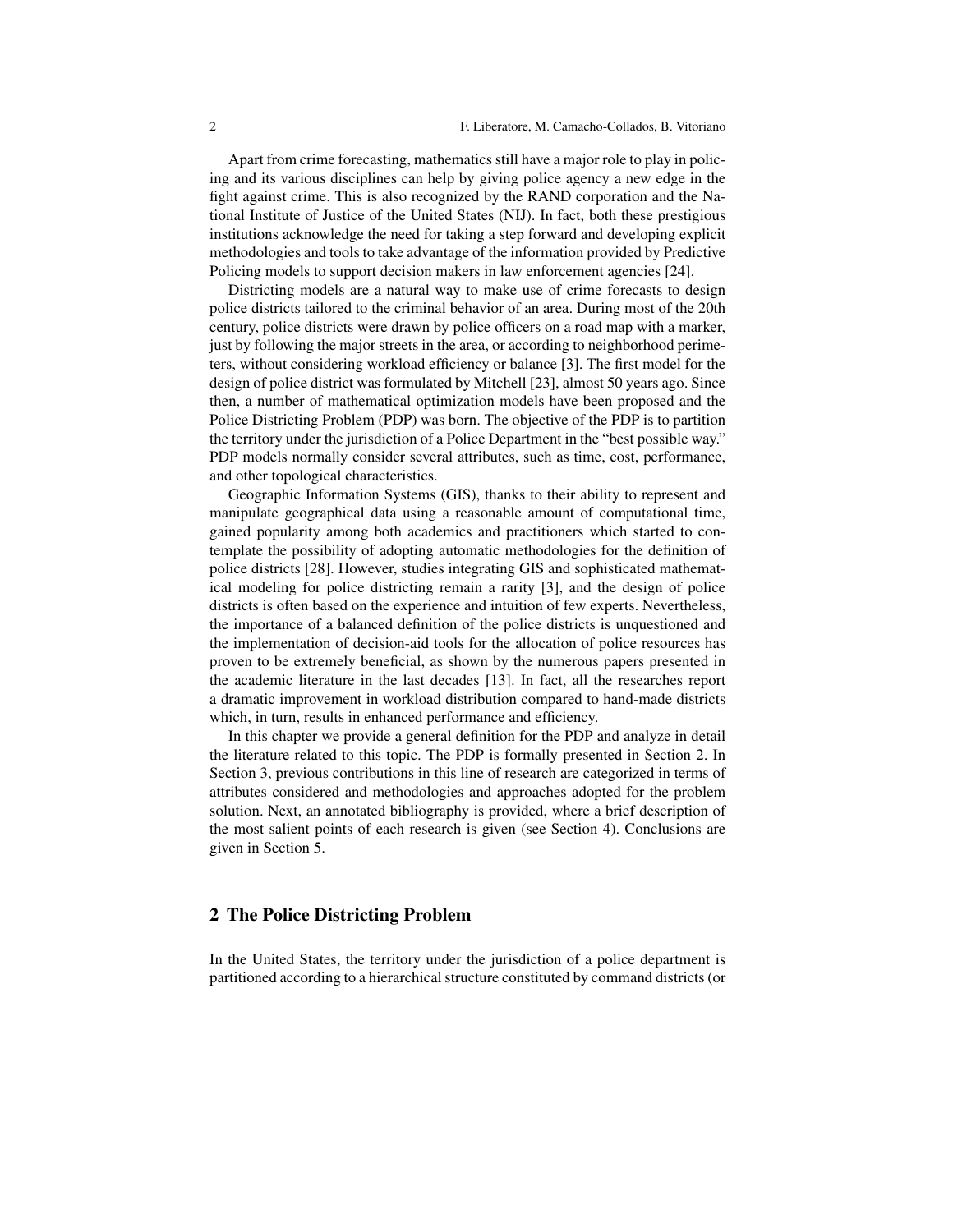Apart from crime forecasting, mathematics still have a major role to play in policing and its various disciplines can help by giving police agency a new edge in the fight against crime. This is also recognized by the RAND corporation and the National Institute of Justice of the United States (NIJ). In fact, both these prestigious institutions acknowledge the need for taking a step forward and developing explicit methodologies and tools to take advantage of the information provided by Predictive Policing models to support decision makers in law enforcement agencies [24].

Districting models are a natural way to make use of crime forecasts to design police districts tailored to the criminal behavior of an area. During most of the 20th century, police districts were drawn by police officers on a road map with a marker, just by following the major streets in the area, or according to neighborhood perimeters, without considering workload efficiency or balance [3]. The first model for the design of police district was formulated by Mitchell [23], almost 50 years ago. Since then, a number of mathematical optimization models have been proposed and the Police Districting Problem (PDP) was born. The objective of the PDP is to partition the territory under the jurisdiction of a Police Department in the "best possible way." PDP models normally consider several attributes, such as time, cost, performance, and other topological characteristics.

Geographic Information Systems (GIS), thanks to their ability to represent and manipulate geographical data using a reasonable amount of computational time, gained popularity among both academics and practitioners which started to contemplate the possibility of adopting automatic methodologies for the definition of police districts [28]. However, studies integrating GIS and sophisticated mathematical modeling for police districting remain a rarity [3], and the design of police districts is often based on the experience and intuition of few experts. Nevertheless, the importance of a balanced definition of the police districts is unquestioned and the implementation of decision-aid tools for the allocation of police resources has proven to be extremely beneficial, as shown by the numerous papers presented in the academic literature in the last decades [13]. In fact, all the researches report a dramatic improvement in workload distribution compared to hand-made districts which, in turn, results in enhanced performance and efficiency.

In this chapter we provide a general definition for the PDP and analyze in detail the literature related to this topic. The PDP is formally presented in Section 2. In Section 3, previous contributions in this line of research are categorized in terms of attributes considered and methodologies and approaches adopted for the problem solution. Next, an annotated bibliography is provided, where a brief description of the most salient points of each research is given (see Section 4). Conclusions are given in Section 5.

## 2 The Police Districting Problem

In the United States, the territory under the jurisdiction of a police department is partitioned according to a hierarchical structure constituted by command districts (or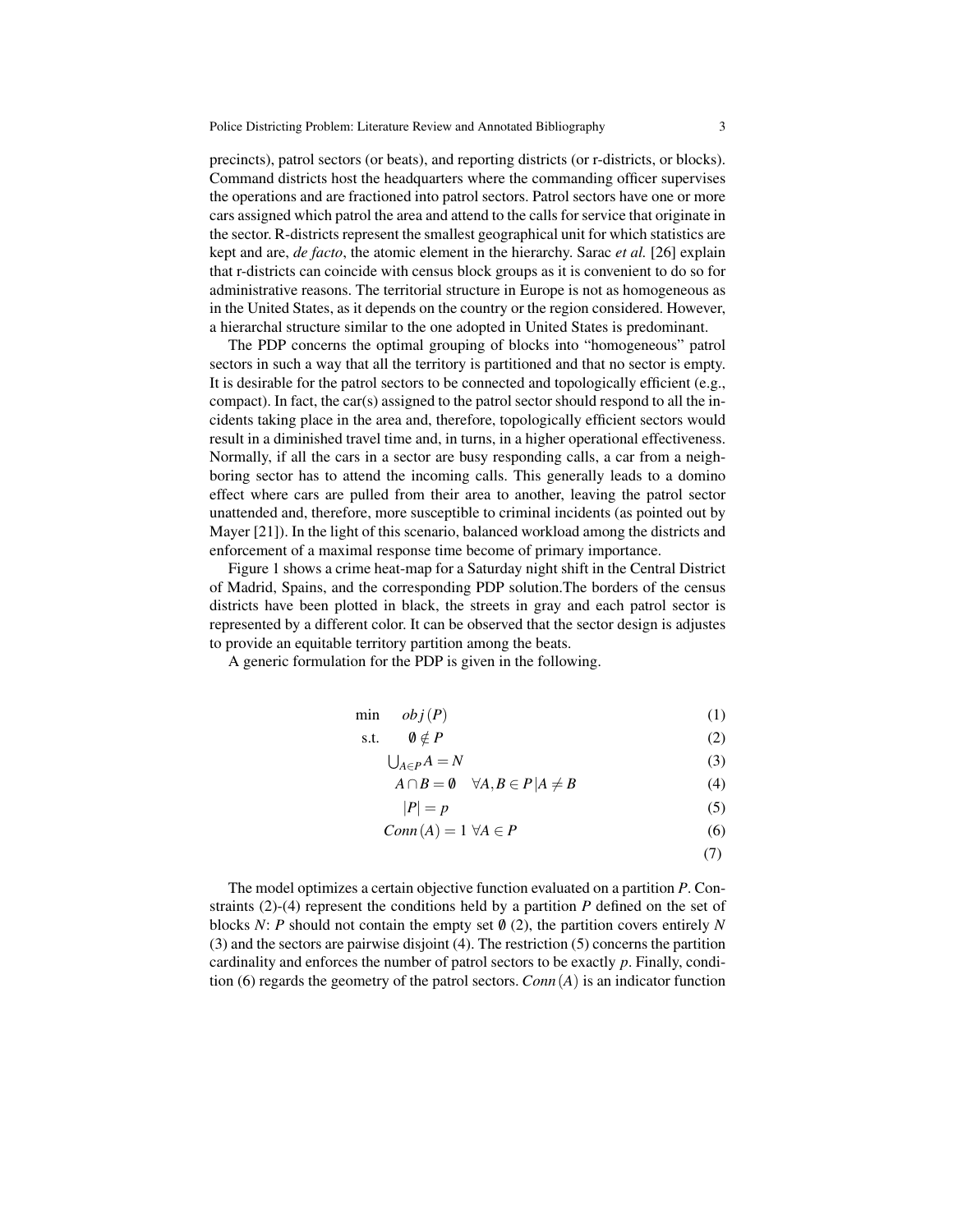precincts), patrol sectors (or beats), and reporting districts (or r-districts, or blocks). Command districts host the headquarters where the commanding officer supervises the operations and are fractioned into patrol sectors. Patrol sectors have one or more cars assigned which patrol the area and attend to the calls for service that originate in the sector. R-districts represent the smallest geographical unit for which statistics are kept and are, *de facto*, the atomic element in the hierarchy. Sarac *et al.* [26] explain that r-districts can coincide with census block groups as it is convenient to do so for administrative reasons. The territorial structure in Europe is not as homogeneous as in the United States, as it depends on the country or the region considered. However, a hierarchal structure similar to the one adopted in United States is predominant.

The PDP concerns the optimal grouping of blocks into "homogeneous" patrol sectors in such a way that all the territory is partitioned and that no sector is empty. It is desirable for the patrol sectors to be connected and topologically efficient (e.g., compact). In fact, the car(s) assigned to the patrol sector should respond to all the incidents taking place in the area and, therefore, topologically efficient sectors would result in a diminished travel time and, in turns, in a higher operational effectiveness. Normally, if all the cars in a sector are busy responding calls, a car from a neighboring sector has to attend the incoming calls. This generally leads to a domino effect where cars are pulled from their area to another, leaving the patrol sector unattended and, therefore, more susceptible to criminal incidents (as pointed out by Mayer [21]). In the light of this scenario, balanced workload among the districts and enforcement of a maximal response time become of primary importance.

Figure 1 shows a crime heat-map for a Saturday night shift in the Central District of Madrid, Spains, and the corresponding PDP solution.The borders of the census districts have been plotted in black, the streets in gray and each patrol sector is represented by a different color. It can be observed that the sector design is adjustes to provide an equitable territory partition among the beats.

A generic formulation for the PDP is given in the following.

$$
\begin{aligned}
\min \quad & obj(P) && (1)\\
\text{s.t.} \quad & \emptyset \notin P && (2)\\
& \textstyle\bigcup_{A \in P} A = N && (3)\\
& A \cap B = \emptyset \quad \forall A, B \in P | A \neq B && (4)\\
& |P| = p && (5)\\
& Conn(A) = 1 \;\; \forall A \in P && (6)\\
& && (7)
\end{aligned}
$$

The model optimizes a certain objective function evaluated on a partition $P$. Constraints (2)-(4) represent the conditions held by a partition $P$ defined on the set of blocks $N$: $P$ should not contain the empty set $\emptyset$ (2), the partition covers entirely $N$ (3) and the sectors are pairwise disjoint (4). The restriction (5) concerns the partition cardinality and enforces the number of patrol sectors to be exactly $p$. Finally, condition (6) regards the geometry of the patrol sectors. $Conn(A)$ is an indicator function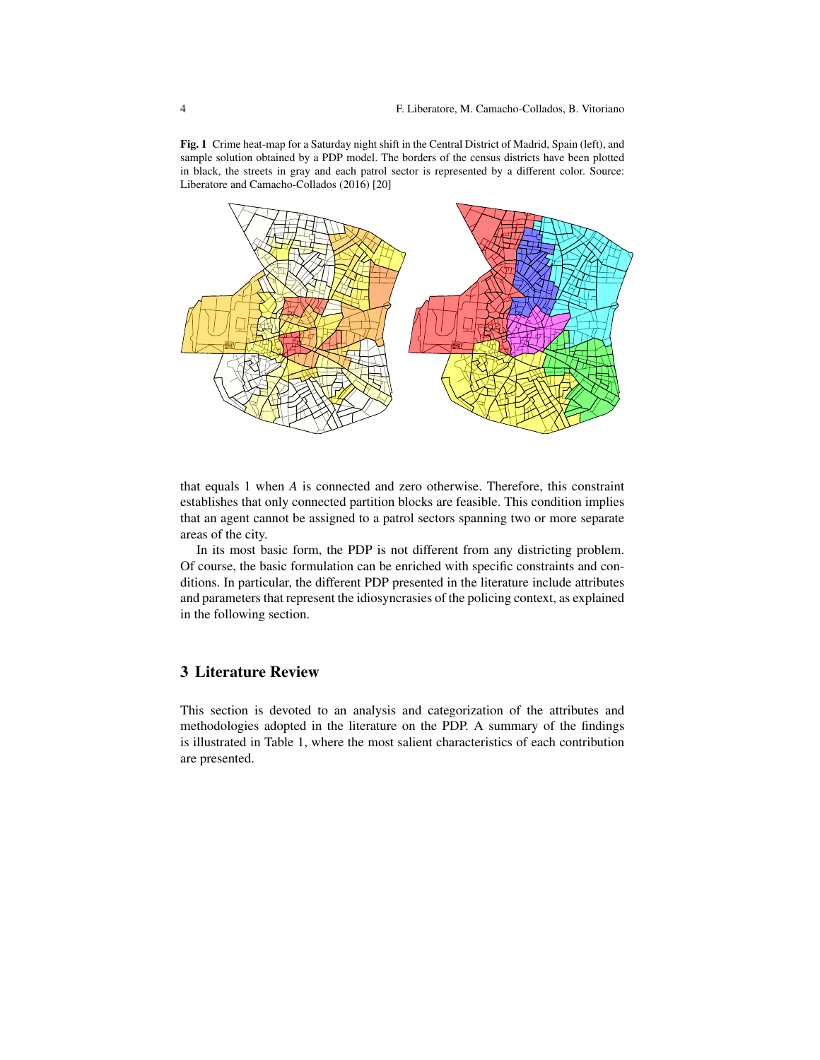**Fig. 1** Crime heat-map for a Saturday night shift in the Central District of Madrid, Spain (left), and sample solution obtained by a PDP model. The borders of the census districts have been plotted in black, the streets in gray and each patrol sector is represented by a different color. Source: Liberatore and Camacho-Collados (2016) [20]

that equals 1 when $A$ is connected and zero otherwise. Therefore, this constraint establishes that only connected partition blocks are feasible. This condition implies that an agent cannot be assigned to a patrol sectors spanning two or more separate areas of the city.

In its most basic form, the PDP is not different from any districting problem. Of course, the basic formulation can be enriched with specific constraints and conditions. In particular, the different PDP presented in the literature include attributes and parameters that represent the idiosyncrasies of the policing context, as explained in the following section.

## 3 Literature Review

This section is devoted to an analysis and categorization of the attributes and methodologies adopted in the literature on the PDP. A summary of the findings is illustrated in Table 1, where the most salient characteristics of each contribution are presented.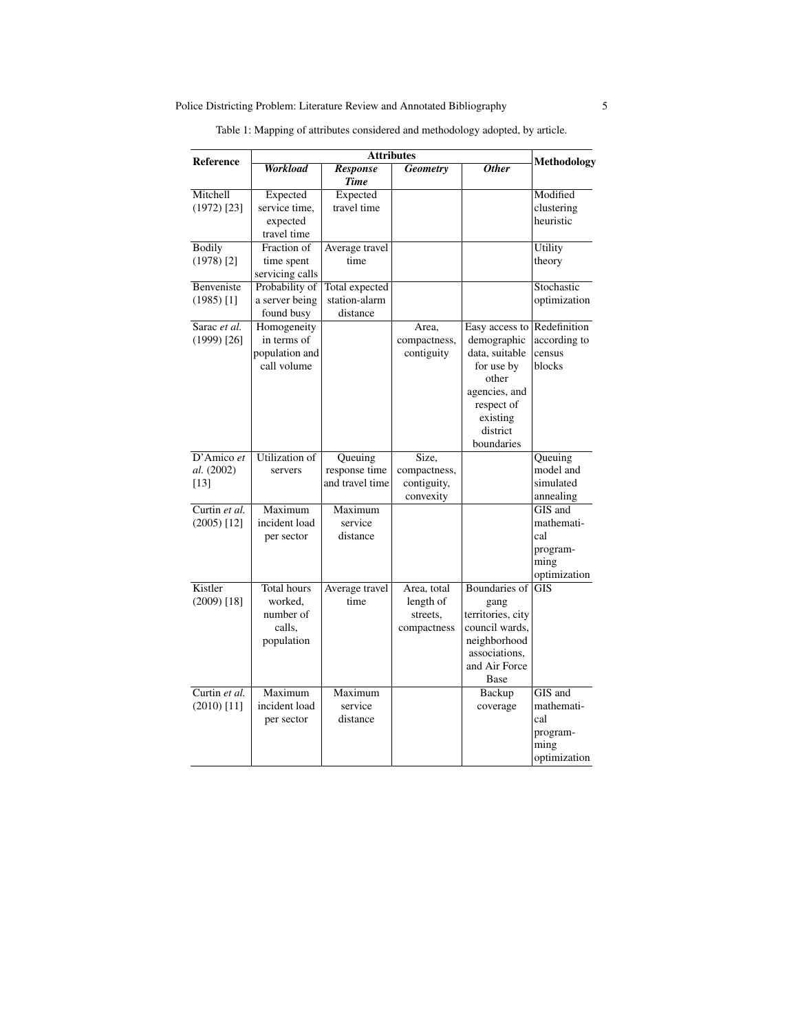Table 1: Mapping of attributes considered and methodology adopted, by article.

| Reference | Attributes | | | | Methodology |
|---|---|---|---|---|---|
| | ***Workload*** | ***Response Time*** | ***Geometry*** | ***Other*** | |
| Mitchell (1972) [23] | Expected service time, expected travel time | Expected travel time | | | Modified clustering heuristic |
| Bodily (1978) [2] | Fraction of time spent servicing calls | Average travel time | | | Utility theory |
| Benveniste (1985) [1] | Probability of a server being found busy | Total expected station-alarm distance | | | Stochastic optimization |
| Sarac *et al.* (1999) [26] | Homogeneity in terms of population and call volume | | Area, compactness, contiguity | Easy access to demographic data, suitable for use by other agencies, and respect of existing district boundaries | Redefinition according to census blocks |
| D'Amico *et al.* (2002) [13] | Utilization of servers | Queuing response time and travel time | Size, compactness, contiguity, convexity | | Queuing model and simulated annealing |
| Curtin *et al.* (2005) [12] | Maximum incident load per sector | Maximum service distance | | | GIS and mathematical programming optimization |
| Kistler (2009) [18] | Total hours worked, number of calls, population | Average travel time | Area, total length of streets, compactness | Boundaries of gang territories, city council wards, neighborhood associations, and Air Force Base | GIS |
| Curtin *et al.* (2010) [11] | Maximum incident load per sector | Maximum service distance | | Backup coverage | GIS and mathematical programming optimization |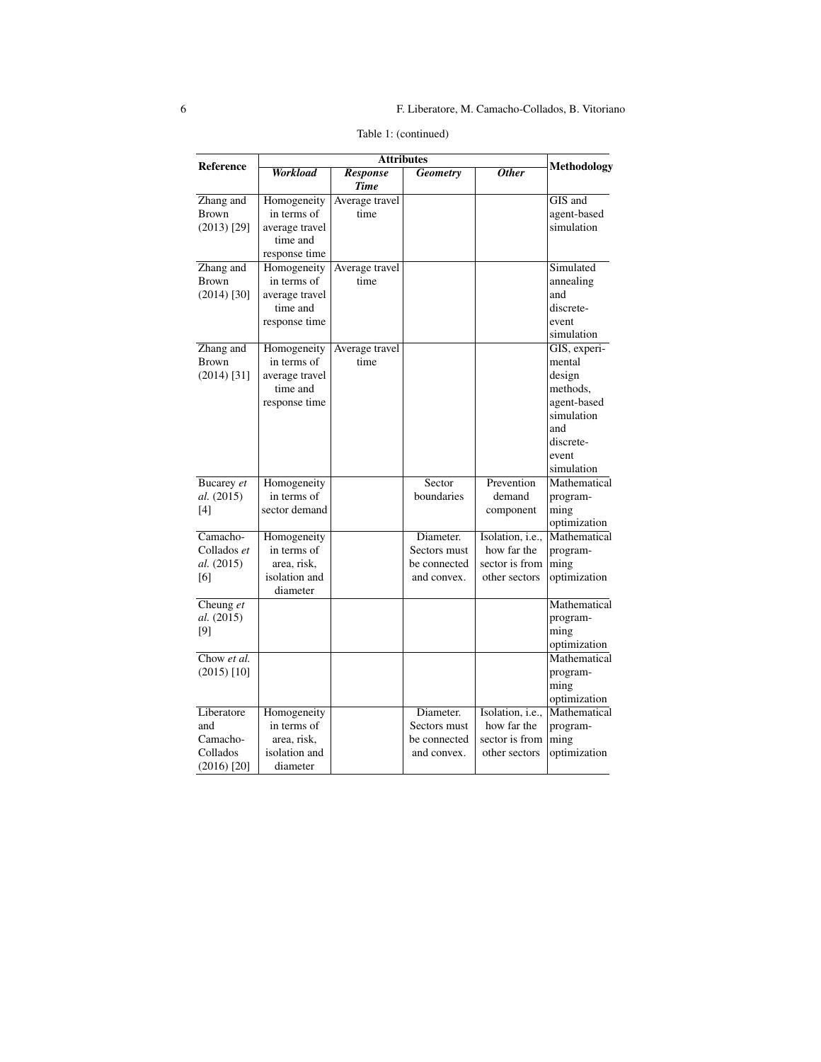Table 1: (continued)

| Reference | Attributes | | | | Methodology |
|---|---|---|---|---|---|
| | ***Workload*** | ***Response Time*** | ***Geometry*** | ***Other*** | |
| Zhang and Brown (2013) [29] | Homogeneity in terms of average travel time and response time | Average travel time | | | GIS and agent-based simulation |
| Zhang and Brown (2014) [30] | Homogeneity in terms of average travel time and response time | Average travel time | | | Simulated annealing and discrete-event simulation |
| Zhang and Brown (2014) [31] | Homogeneity in terms of average travel time and response time | Average travel time | | | GIS, experimental design methods, agent-based simulation and discrete-event simulation |
| Bucarey *et al.* (2015) [4] | Homogeneity in terms of sector demand | | Sector boundaries | Prevention demand component | Mathematical programming optimization |
| Camacho-Collados *et al.* (2015) [6] | Homogeneity in terms of area, risk, isolation and diameter | | Diameter. Sectors must be connected and convex. | Isolation, i.e., how far the sector is from other sectors | Mathematical programming optimization |
| Cheung *et al.* (2015) [9] | | | | | Mathematical programming optimization |
| Chow *et al.* (2015) [10] | | | | | Mathematical programming optimization |
| Liberatore and Camacho-Collados (2016) [20] | Homogeneity in terms of area, risk, isolation and diameter | | Diameter. Sectors must be connected and convex. | Isolation, i.e., how far the sector is from other sectors | Mathematical programming optimization |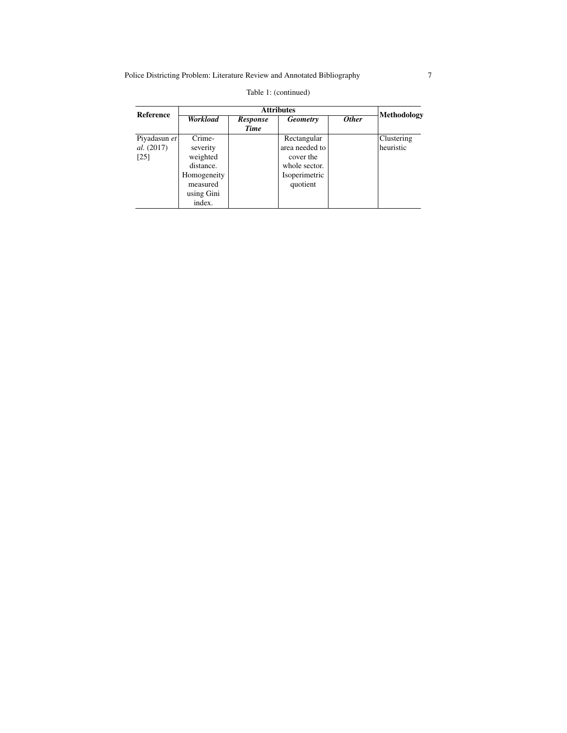Table 1: (continued)

| Reference | Attributes | | | | Methodology |
|---|---|---|---|---|---|
| | ***Workload*** | ***Response Time*** | ***Geometry*** | ***Other*** | |
| Piyadasun *et al.* (2017) [25] | Crime-severity weighted distance. Homogeneity measured using Gini index. | | Rectangular area needed to cover the whole sector. Isoperimetric quotient | | Clustering heuristic |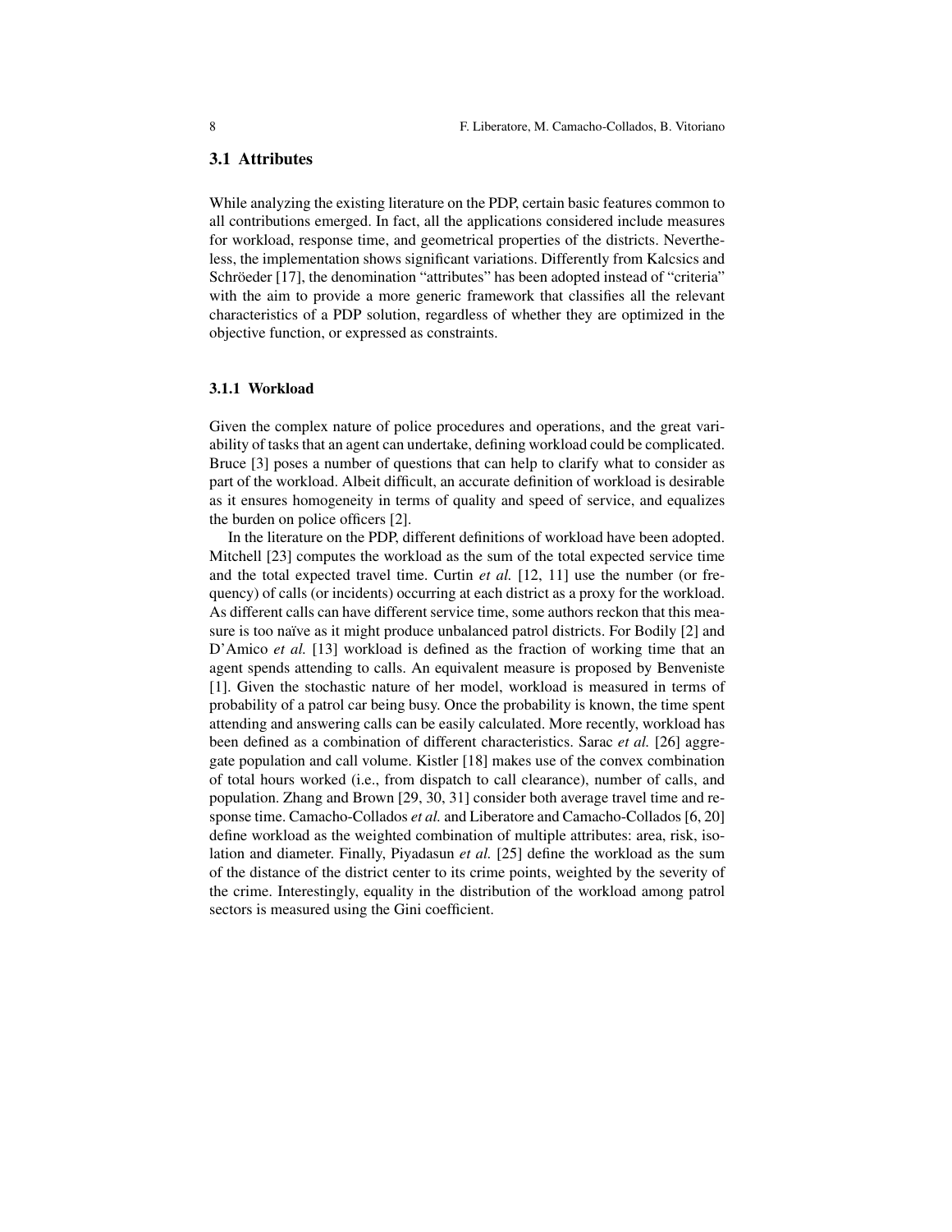## 3.1 Attributes

While analyzing the existing literature on the PDP, certain basic features common to all contributions emerged. In fact, all the applications considered include measures for workload, response time, and geometrical properties of the districts. Nevertheless, the implementation shows significant variations. Differently from Kalcsics and Schröeder [17], the denomination "attributes" has been adopted instead of "criteria" with the aim to provide a more generic framework that classifies all the relevant characteristics of a PDP solution, regardless of whether they are optimized in the objective function, or expressed as constraints.

### 3.1.1 Workload

Given the complex nature of police procedures and operations, and the great variability of tasks that an agent can undertake, defining workload could be complicated. Bruce [3] poses a number of questions that can help to clarify what to consider as part of the workload. Albeit difficult, an accurate definition of workload is desirable as it ensures homogeneity in terms of quality and speed of service, and equalizes the burden on police officers [2].

In the literature on the PDP, different definitions of workload have been adopted. Mitchell [23] computes the workload as the sum of the total expected service time and the total expected travel time. Curtin *et al.* [12, 11] use the number (or frequency) of calls (or incidents) occurring at each district as a proxy for the workload. As different calls can have different service time, some authors reckon that this measure is too naïve as it might produce unbalanced patrol districts. For Bodily [2] and D'Amico *et al.* [13] workload is defined as the fraction of working time that an agent spends attending to calls. An equivalent measure is proposed by Benveniste [1]. Given the stochastic nature of her model, workload is measured in terms of probability of a patrol car being busy. Once the probability is known, the time spent attending and answering calls can be easily calculated. More recently, workload has been defined as a combination of different characteristics. Sarac *et al.* [26] aggregate population and call volume. Kistler [18] makes use of the convex combination of total hours worked (i.e., from dispatch to call clearance), number of calls, and population. Zhang and Brown [29, 30, 31] consider both average travel time and response time. Camacho-Collados *et al.* and Liberatore and Camacho-Collados [6, 20] define workload as the weighted combination of multiple attributes: area, risk, isolation and diameter. Finally, Piyadasun *et al.* [25] define the workload as the sum of the distance of the district center to its crime points, weighted by the severity of the crime. Interestingly, equality in the distribution of the workload among patrol sectors is measured using the Gini coefficient.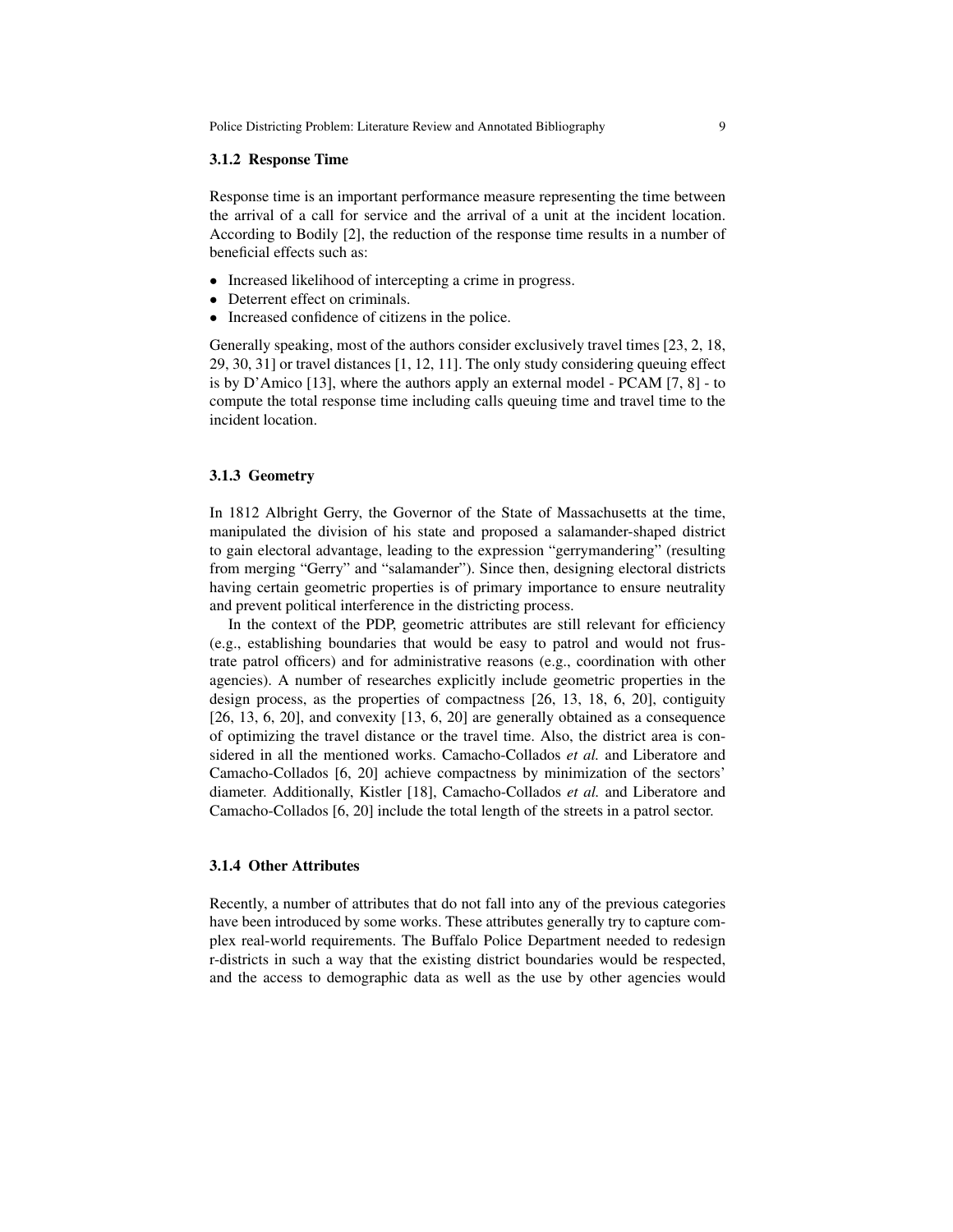### 3.1.2 Response Time

Response time is an important performance measure representing the time between the arrival of a call for service and the arrival of a unit at the incident location. According to Bodily [2], the reduction of the response time results in a number of beneficial effects such as:

- Increased likelihood of intercepting a crime in progress.
- Deterrent effect on criminals.
- Increased confidence of citizens in the police.

Generally speaking, most of the authors consider exclusively travel times [23, 2, 18, 29, 30, 31] or travel distances [1, 12, 11]. The only study considering queuing effect is by D'Amico [13], where the authors apply an external model - PCAM [7, 8] - to compute the total response time including calls queuing time and travel time to the incident location.

### 3.1.3 Geometry

In 1812 Albright Gerry, the Governor of the State of Massachusetts at the time, manipulated the division of his state and proposed a salamander-shaped district to gain electoral advantage, leading to the expression "gerrymandering" (resulting from merging "Gerry" and "salamander"). Since then, designing electoral districts having certain geometric properties is of primary importance to ensure neutrality and prevent political interference in the districting process.

In the context of the PDP, geometric attributes are still relevant for efficiency (e.g., establishing boundaries that would be easy to patrol and would not frustrate patrol officers) and for administrative reasons (e.g., coordination with other agencies). A number of researches explicitly include geometric properties in the design process, as the properties of compactness [26, 13, 18, 6, 20], contiguity [26, 13, 6, 20], and convexity [13, 6, 20] are generally obtained as a consequence of optimizing the travel distance or the travel time. Also, the district area is considered in all the mentioned works. Camacho-Collados *et al.* and Liberatore and Camacho-Collados [6, 20] achieve compactness by minimization of the sectors' diameter. Additionally, Kistler [18], Camacho-Collados *et al.* and Liberatore and Camacho-Collados [6, 20] include the total length of the streets in a patrol sector.

### 3.1.4 Other Attributes

Recently, a number of attributes that do not fall into any of the previous categories have been introduced by some works. These attributes generally try to capture complex real-world requirements. The Buffalo Police Department needed to redesign r-districts in such a way that the existing district boundaries would be respected, and the access to demographic data as well as the use by other agencies would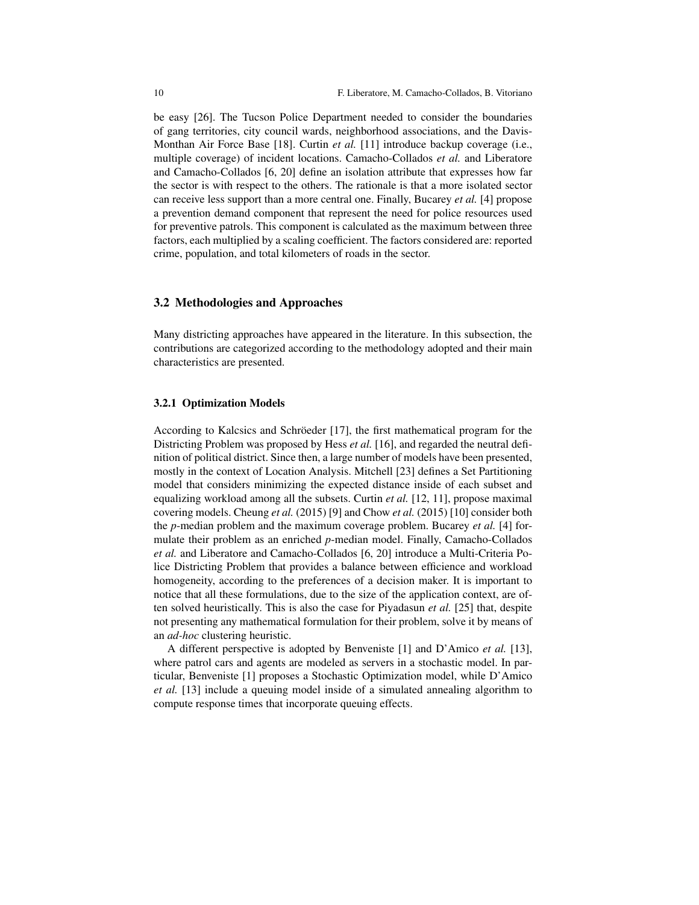be easy [26]. The Tucson Police Department needed to consider the boundaries of gang territories, city council wards, neighborhood associations, and the Davis-Monthan Air Force Base [18]. Curtin *et al.* [11] introduce backup coverage (i.e., multiple coverage) of incident locations. Camacho-Collados *et al.* and Liberatore and Camacho-Collados [6, 20] define an isolation attribute that expresses how far the sector is with respect to the others. The rationale is that a more isolated sector can receive less support than a more central one. Finally, Bucarey *et al.* [4] propose a prevention demand component that represent the need for police resources used for preventive patrols. This component is calculated as the maximum between three factors, each multiplied by a scaling coefficient. The factors considered are: reported crime, population, and total kilometers of roads in the sector.

## 3.2 Methodologies and Approaches

Many districting approaches have appeared in the literature. In this subsection, the contributions are categorized according to the methodology adopted and their main characteristics are presented.

### 3.2.1 Optimization Models

According to Kalcsics and Schröeder [17], the first mathematical program for the Districting Problem was proposed by Hess *et al.* [16], and regarded the neutral definition of political district. Since then, a large number of models have been presented, mostly in the context of Location Analysis. Mitchell [23] defines a Set Partitioning model that considers minimizing the expected distance inside of each subset and equalizing workload among all the subsets. Curtin *et al.* [12, 11], propose maximal covering models. Cheung *et al.* (2015) [9] and Chow *et al.* (2015) [10] consider both the $p$-median problem and the maximum coverage problem. Bucarey *et al.* [4] formulate their problem as an enriched $p$-median model. Finally, Camacho-Collados *et al.* and Liberatore and Camacho-Collados [6, 20] introduce a Multi-Criteria Police Districting Problem that provides a balance between efficience and workload homogeneity, according to the preferences of a decision maker. It is important to notice that all these formulations, due to the size of the application context, are often solved heuristically. This is also the case for Piyadasun *et al.* [25] that, despite not presenting any mathematical formulation for their problem, solve it by means of an *ad-hoc* clustering heuristic.

A different perspective is adopted by Benveniste [1] and D'Amico *et al.* [13], where patrol cars and agents are modeled as servers in a stochastic model. In particular, Benveniste [1] proposes a Stochastic Optimization model, while D'Amico *et al.* [13] include a queuing model inside of a simulated annealing algorithm to compute response times that incorporate queuing effects.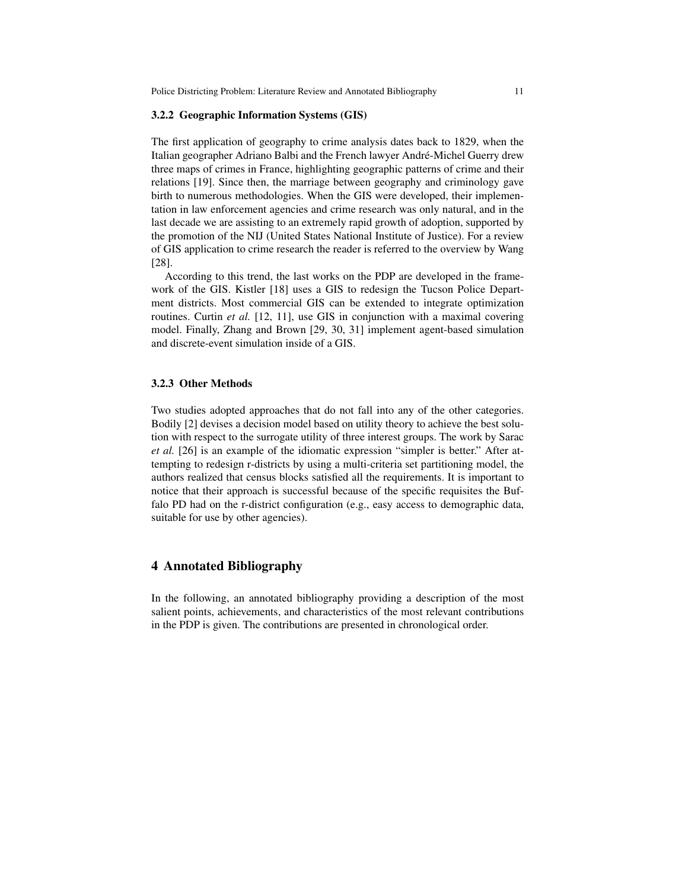### 3.2.2 Geographic Information Systems (GIS)

The first application of geography to crime analysis dates back to 1829, when the Italian geographer Adriano Balbi and the French lawyer André-Michel Guerry drew three maps of crimes in France, highlighting geographic patterns of crime and their relations [19]. Since then, the marriage between geography and criminology gave birth to numerous methodologies. When the GIS were developed, their implementation in law enforcement agencies and crime research was only natural, and in the last decade we are assisting to an extremely rapid growth of adoption, supported by the promotion of the NIJ (United States National Institute of Justice). For a review of GIS application to crime research the reader is referred to the overview by Wang [28].

According to this trend, the last works on the PDP are developed in the framework of the GIS. Kistler [18] uses a GIS to redesign the Tucson Police Department districts. Most commercial GIS can be extended to integrate optimization routines. Curtin *et al.* [12, 11], use GIS in conjunction with a maximal covering model. Finally, Zhang and Brown [29, 30, 31] implement agent-based simulation and discrete-event simulation inside of a GIS.

### 3.2.3 Other Methods

Two studies adopted approaches that do not fall into any of the other categories. Bodily [2] devises a decision model based on utility theory to achieve the best solution with respect to the surrogate utility of three interest groups. The work by Sarac *et al.* [26] is an example of the idiomatic expression "simpler is better." After attempting to redesign r-districts by using a multi-criteria set partitioning model, the authors realized that census blocks satisfied all the requirements. It is important to notice that their approach is successful because of the specific requisites the Buffalo PD had on the r-district configuration (e.g., easy access to demographic data, suitable for use by other agencies).

## 4 Annotated Bibliography

In the following, an annotated bibliography providing a description of the most salient points, achievements, and characteristics of the most relevant contributions in the PDP is given. The contributions are presented in chronological order.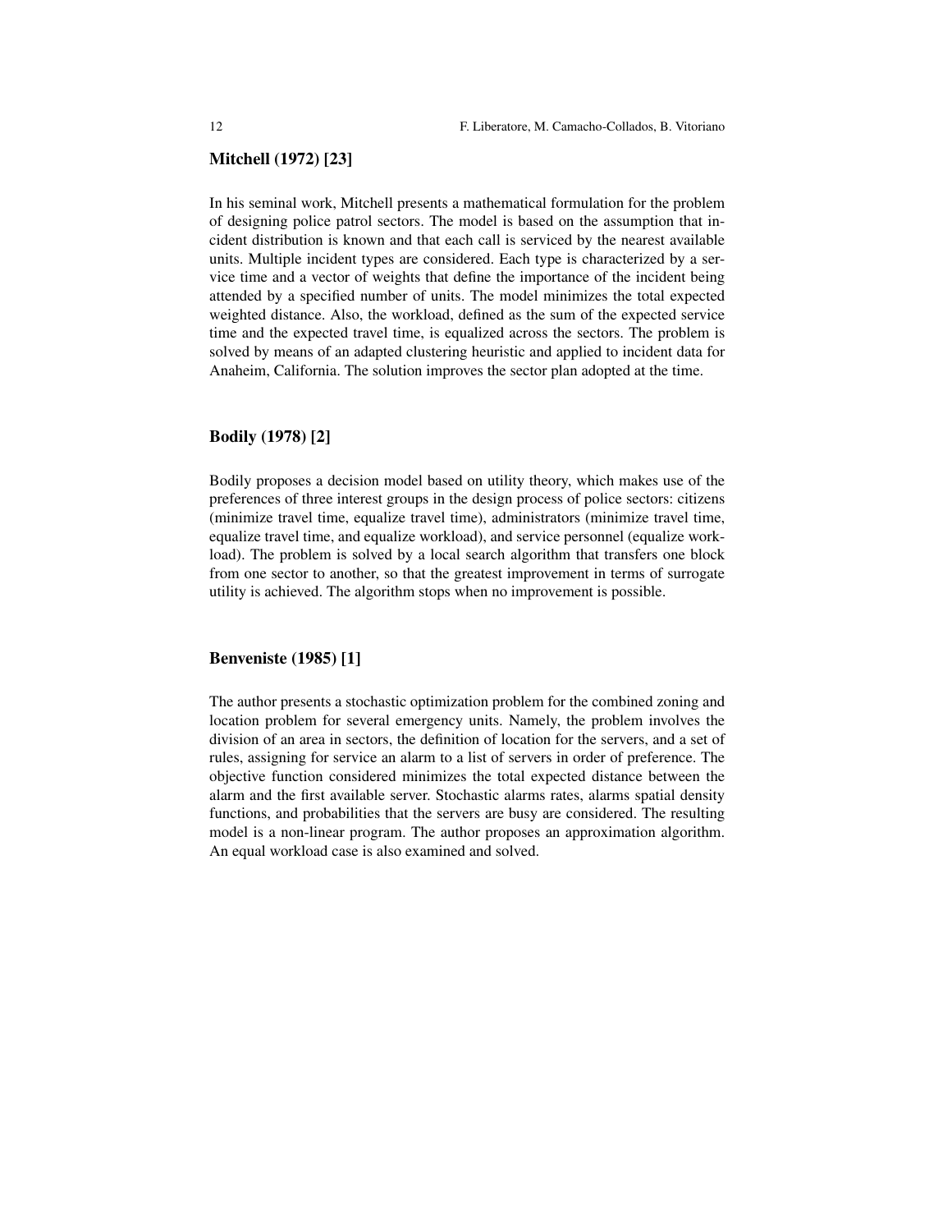### Mitchell (1972) [23]

In his seminal work, Mitchell presents a mathematical formulation for the problem of designing police patrol sectors. The model is based on the assumption that incident distribution is known and that each call is serviced by the nearest available units. Multiple incident types are considered. Each type is characterized by a service time and a vector of weights that define the importance of the incident being attended by a specified number of units. The model minimizes the total expected weighted distance. Also, the workload, defined as the sum of the expected service time and the expected travel time, is equalized across the sectors. The problem is solved by means of an adapted clustering heuristic and applied to incident data for Anaheim, California. The solution improves the sector plan adopted at the time.

### Bodily (1978) [2]

Bodily proposes a decision model based on utility theory, which makes use of the preferences of three interest groups in the design process of police sectors: citizens (minimize travel time, equalize travel time), administrators (minimize travel time, equalize travel time, and equalize workload), and service personnel (equalize workload). The problem is solved by a local search algorithm that transfers one block from one sector to another, so that the greatest improvement in terms of surrogate utility is achieved. The algorithm stops when no improvement is possible.

### Benveniste (1985) [1]

The author presents a stochastic optimization problem for the combined zoning and location problem for several emergency units. Namely, the problem involves the division of an area in sectors, the definition of location for the servers, and a set of rules, assigning for service an alarm to a list of servers in order of preference. The objective function considered minimizes the total expected distance between the alarm and the first available server. Stochastic alarms rates, alarms spatial density functions, and probabilities that the servers are busy are considered. The resulting model is a non-linear program. The author proposes an approximation algorithm. An equal workload case is also examined and solved.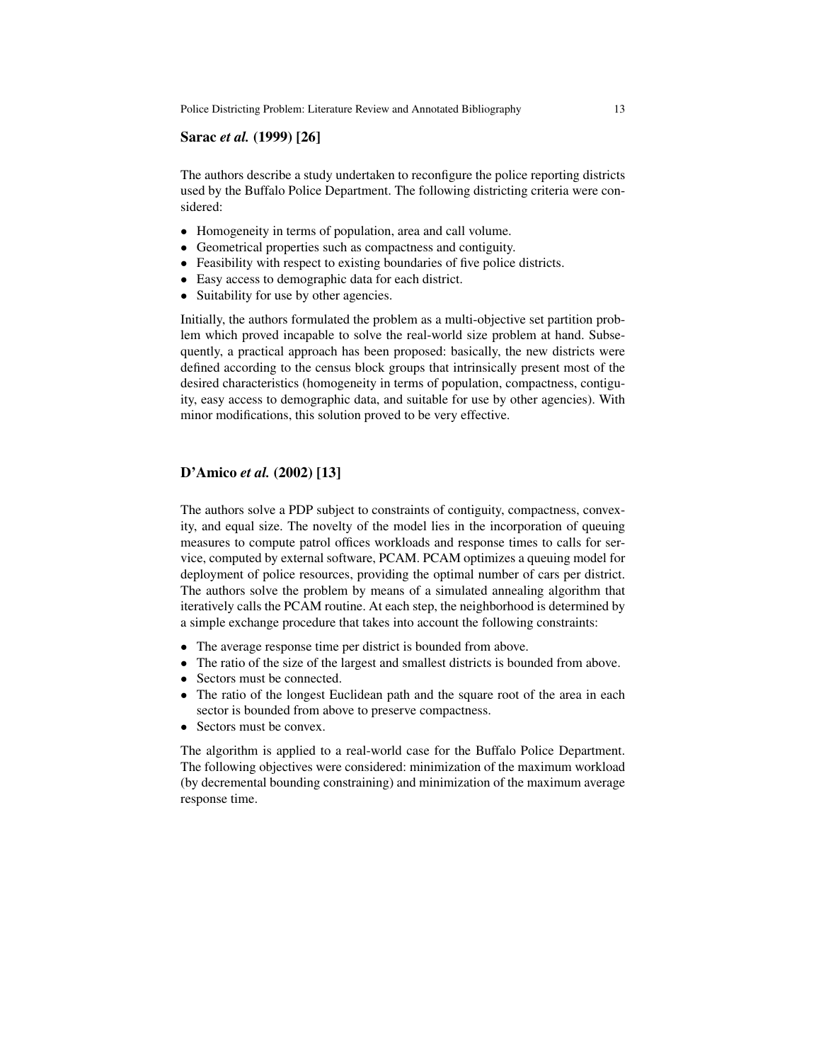### Sarac *et al.* (1999) [26]

The authors describe a study undertaken to reconfigure the police reporting districts used by the Buffalo Police Department. The following districting criteria were considered:

- Homogeneity in terms of population, area and call volume.
- Geometrical properties such as compactness and contiguity.
- Feasibility with respect to existing boundaries of five police districts.
- Easy access to demographic data for each district.
- Suitability for use by other agencies.

Initially, the authors formulated the problem as a multi-objective set partition problem which proved incapable to solve the real-world size problem at hand. Subsequently, a practical approach has been proposed: basically, the new districts were defined according to the census block groups that intrinsically present most of the desired characteristics (homogeneity in terms of population, compactness, contiguity, easy access to demographic data, and suitable for use by other agencies). With minor modifications, this solution proved to be very effective.

### D'Amico *et al.* (2002) [13]

The authors solve a PDP subject to constraints of contiguity, compactness, convexity, and equal size. The novelty of the model lies in the incorporation of queuing measures to compute patrol offices workloads and response times to calls for service, computed by external software, PCAM. PCAM optimizes a queuing model for deployment of police resources, providing the optimal number of cars per district. The authors solve the problem by means of a simulated annealing algorithm that iteratively calls the PCAM routine. At each step, the neighborhood is determined by a simple exchange procedure that takes into account the following constraints:

- The average response time per district is bounded from above.
- The ratio of the size of the largest and smallest districts is bounded from above.
- Sectors must be connected.
- The ratio of the longest Euclidean path and the square root of the area in each sector is bounded from above to preserve compactness.
- Sectors must be convex.

The algorithm is applied to a real-world case for the Buffalo Police Department. The following objectives were considered: minimization of the maximum workload (by decremental bounding constraining) and minimization of the maximum average response time.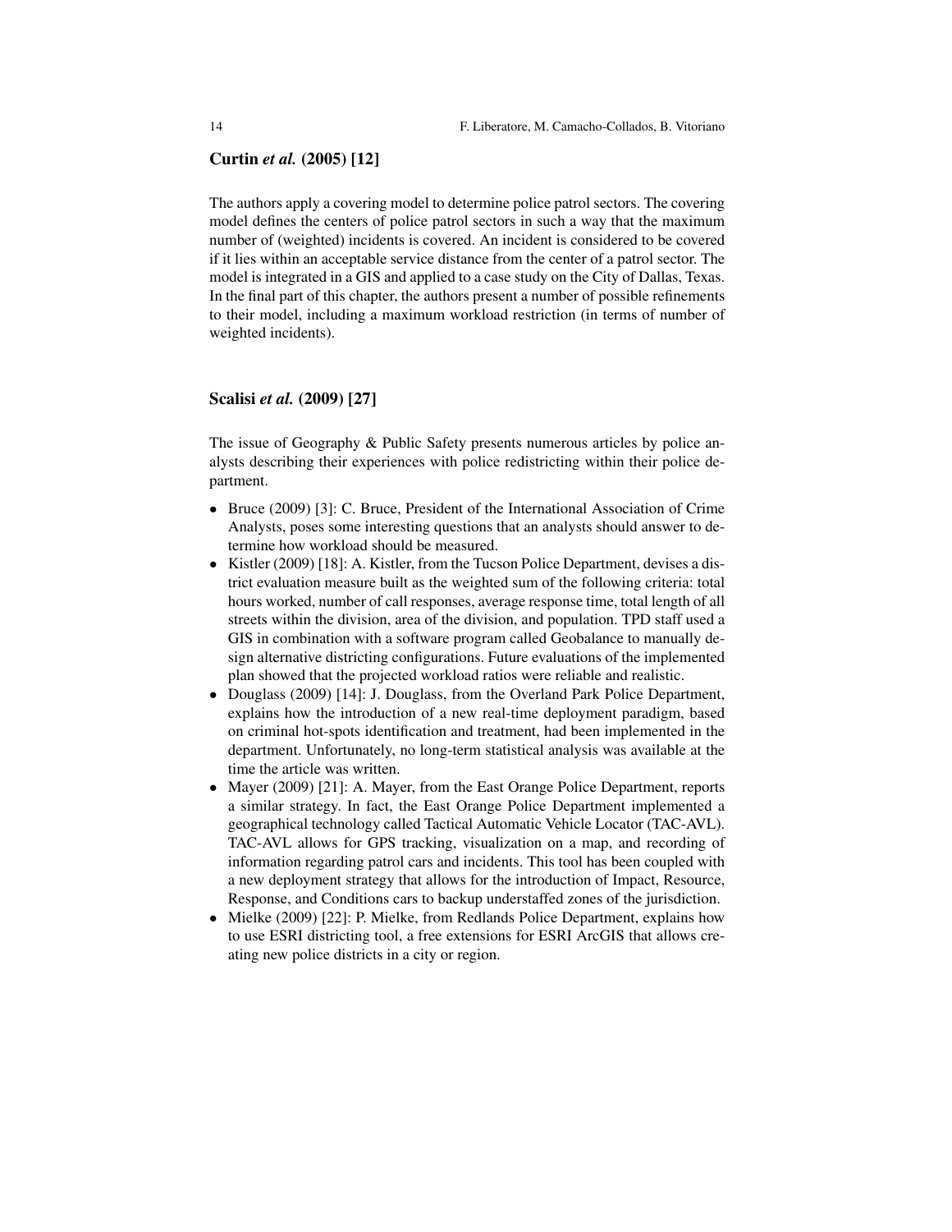### Curtin *et al.* (2005) [12]

The authors apply a covering model to determine police patrol sectors. The covering model defines the centers of police patrol sectors in such a way that the maximum number of (weighted) incidents is covered. An incident is considered to be covered if it lies within an acceptable service distance from the center of a patrol sector. The model is integrated in a GIS and applied to a case study on the City of Dallas, Texas. In the final part of this chapter, the authors present a number of possible refinements to their model, including a maximum workload restriction (in terms of number of weighted incidents).

### Scalisi *et al.* (2009) [27]

The issue of Geography & Public Safety presents numerous articles by police analysts describing their experiences with police redistricting within their police department.

- Bruce (2009) [3]: C. Bruce, President of the International Association of Crime Analysts, poses some interesting questions that an analysts should answer to determine how workload should be measured.
- Kistler (2009) [18]: A. Kistler, from the Tucson Police Department, devises a district evaluation measure built as the weighted sum of the following criteria: total hours worked, number of call responses, average response time, total length of all streets within the division, area of the division, and population. TPD staff used a GIS in combination with a software program called Geobalance to manually design alternative districting configurations. Future evaluations of the implemented plan showed that the projected workload ratios were reliable and realistic.
- Douglass (2009) [14]: J. Douglass, from the Overland Park Police Department, explains how the introduction of a new real-time deployment paradigm, based on criminal hot-spots identification and treatment, had been implemented in the department. Unfortunately, no long-term statistical analysis was available at the time the article was written.
- Mayer (2009) [21]: A. Mayer, from the East Orange Police Department, reports a similar strategy. In fact, the East Orange Police Department implemented a geographical technology called Tactical Automatic Vehicle Locator (TAC-AVL). TAC-AVL allows for GPS tracking, visualization on a map, and recording of information regarding patrol cars and incidents. This tool has been coupled with a new deployment strategy that allows for the introduction of Impact, Resource, Response, and Conditions cars to backup understaffed zones of the jurisdiction.
- Mielke (2009) [22]: P. Mielke, from Redlands Police Department, explains how to use ESRI districting tool, a free extensions for ESRI ArcGIS that allows creating new police districts in a city or region.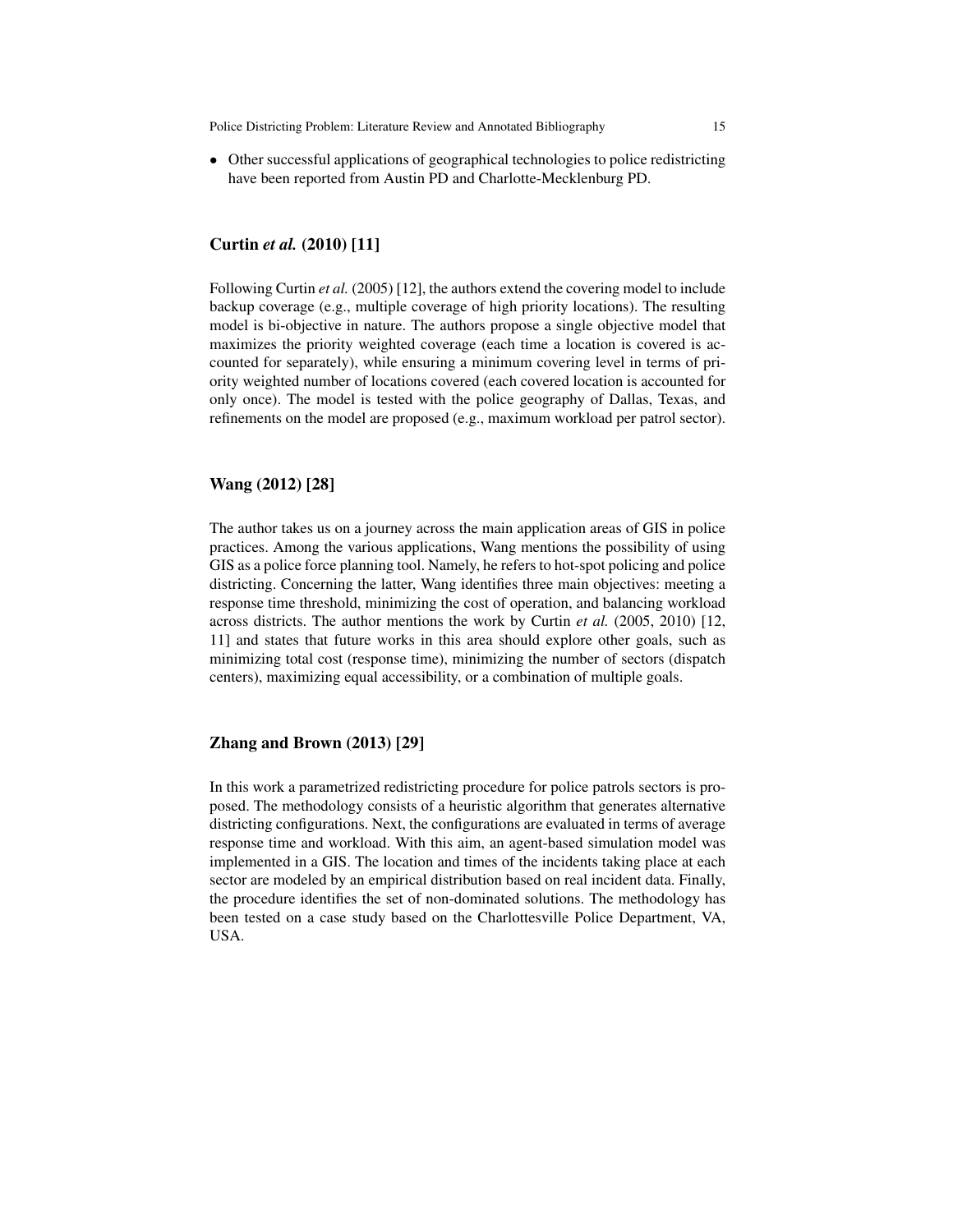- Other successful applications of geographical technologies to police redistricting have been reported from Austin PD and Charlotte-Mecklenburg PD.

### Curtin *et al.* (2010) [11]

Following Curtin *et al.* (2005) [12], the authors extend the covering model to include backup coverage (e.g., multiple coverage of high priority locations). The resulting model is bi-objective in nature. The authors propose a single objective model that maximizes the priority weighted coverage (each time a location is covered is accounted for separately), while ensuring a minimum covering level in terms of priority weighted number of locations covered (each covered location is accounted for only once). The model is tested with the police geography of Dallas, Texas, and refinements on the model are proposed (e.g., maximum workload per patrol sector).

### Wang (2012) [28]

The author takes us on a journey across the main application areas of GIS in police practices. Among the various applications, Wang mentions the possibility of using GIS as a police force planning tool. Namely, he refers to hot-spot policing and police districting. Concerning the latter, Wang identifies three main objectives: meeting a response time threshold, minimizing the cost of operation, and balancing workload across districts. The author mentions the work by Curtin *et al.* (2005, 2010) [12, 11] and states that future works in this area should explore other goals, such as minimizing total cost (response time), minimizing the number of sectors (dispatch centers), maximizing equal accessibility, or a combination of multiple goals.

### Zhang and Brown (2013) [29]

In this work a parametrized redistricting procedure for police patrols sectors is proposed. The methodology consists of a heuristic algorithm that generates alternative districting configurations. Next, the configurations are evaluated in terms of average response time and workload. With this aim, an agent-based simulation model was implemented in a GIS. The location and times of the incidents taking place at each sector are modeled by an empirical distribution based on real incident data. Finally, the procedure identifies the set of non-dominated solutions. The methodology has been tested on a case study based on the Charlottesville Police Department, VA, USA.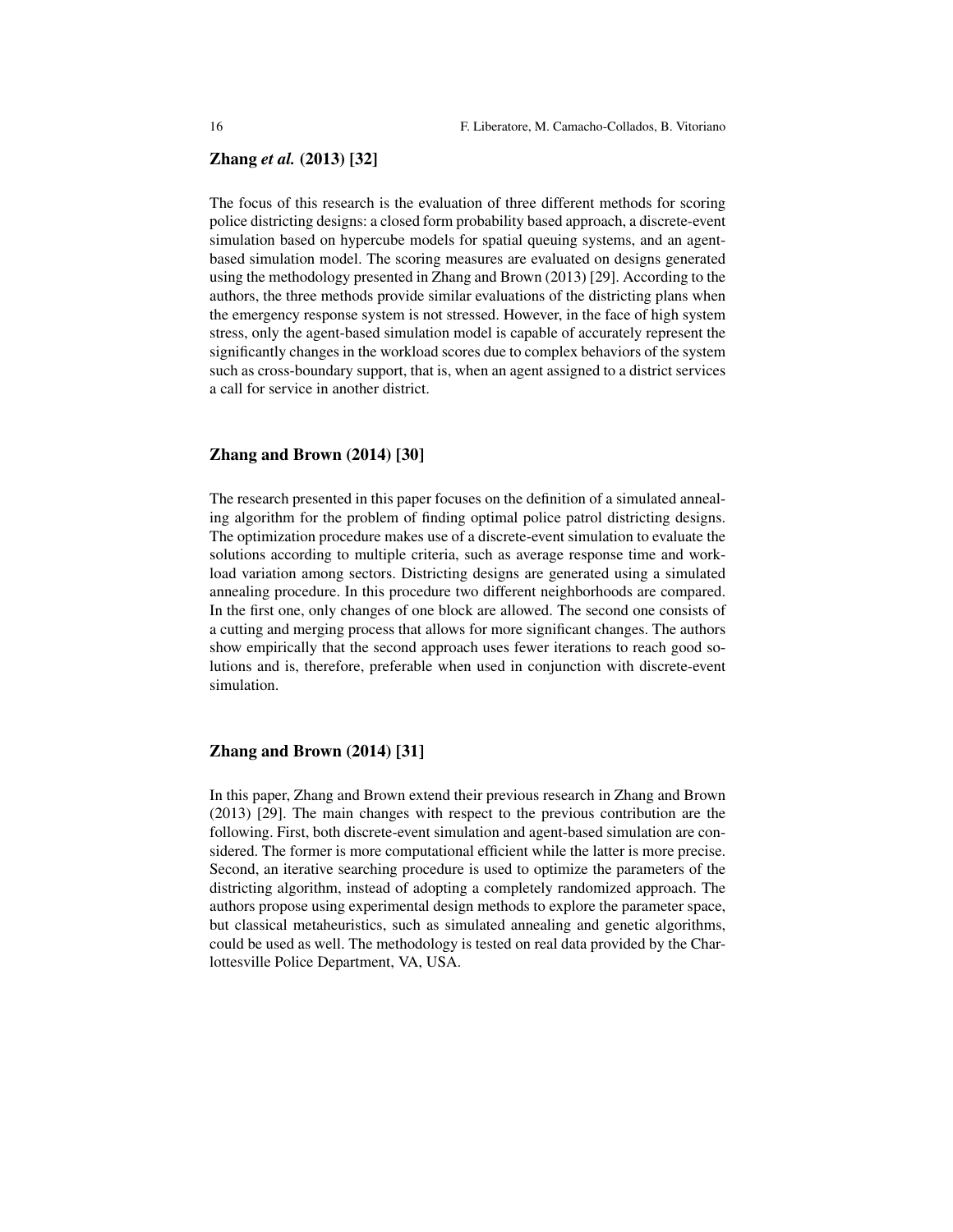### Zhang *et al.* (2013) [32]

The focus of this research is the evaluation of three different methods for scoring police districting designs: a closed form probability based approach, a discrete-event simulation based on hypercube models for spatial queuing systems, and an agent-based simulation model. The scoring measures are evaluated on designs generated using the methodology presented in Zhang and Brown (2013) [29]. According to the authors, the three methods provide similar evaluations of the districting plans when the emergency response system is not stressed. However, in the face of high system stress, only the agent-based simulation model is capable of accurately represent the significantly changes in the workload scores due to complex behaviors of the system such as cross-boundary support, that is, when an agent assigned to a district services a call for service in another district.

### Zhang and Brown (2014) [30]

The research presented in this paper focuses on the definition of a simulated annealing algorithm for the problem of finding optimal police patrol districting designs. The optimization procedure makes use of a discrete-event simulation to evaluate the solutions according to multiple criteria, such as average response time and workload variation among sectors. Districting designs are generated using a simulated annealing procedure. In this procedure two different neighborhoods are compared. In the first one, only changes of one block are allowed. The second one consists of a cutting and merging process that allows for more significant changes. The authors show empirically that the second approach uses fewer iterations to reach good solutions and is, therefore, preferable when used in conjunction with discrete-event simulation.

### Zhang and Brown (2014) [31]

In this paper, Zhang and Brown extend their previous research in Zhang and Brown (2013) [29]. The main changes with respect to the previous contribution are the following. First, both discrete-event simulation and agent-based simulation are considered. The former is more computational efficient while the latter is more precise. Second, an iterative searching procedure is used to optimize the parameters of the districting algorithm, instead of adopting a completely randomized approach. The authors propose using experimental design methods to explore the parameter space, but classical metaheuristics, such as simulated annealing and genetic algorithms, could be used as well. The methodology is tested on real data provided by the Charlottesville Police Department, VA, USA.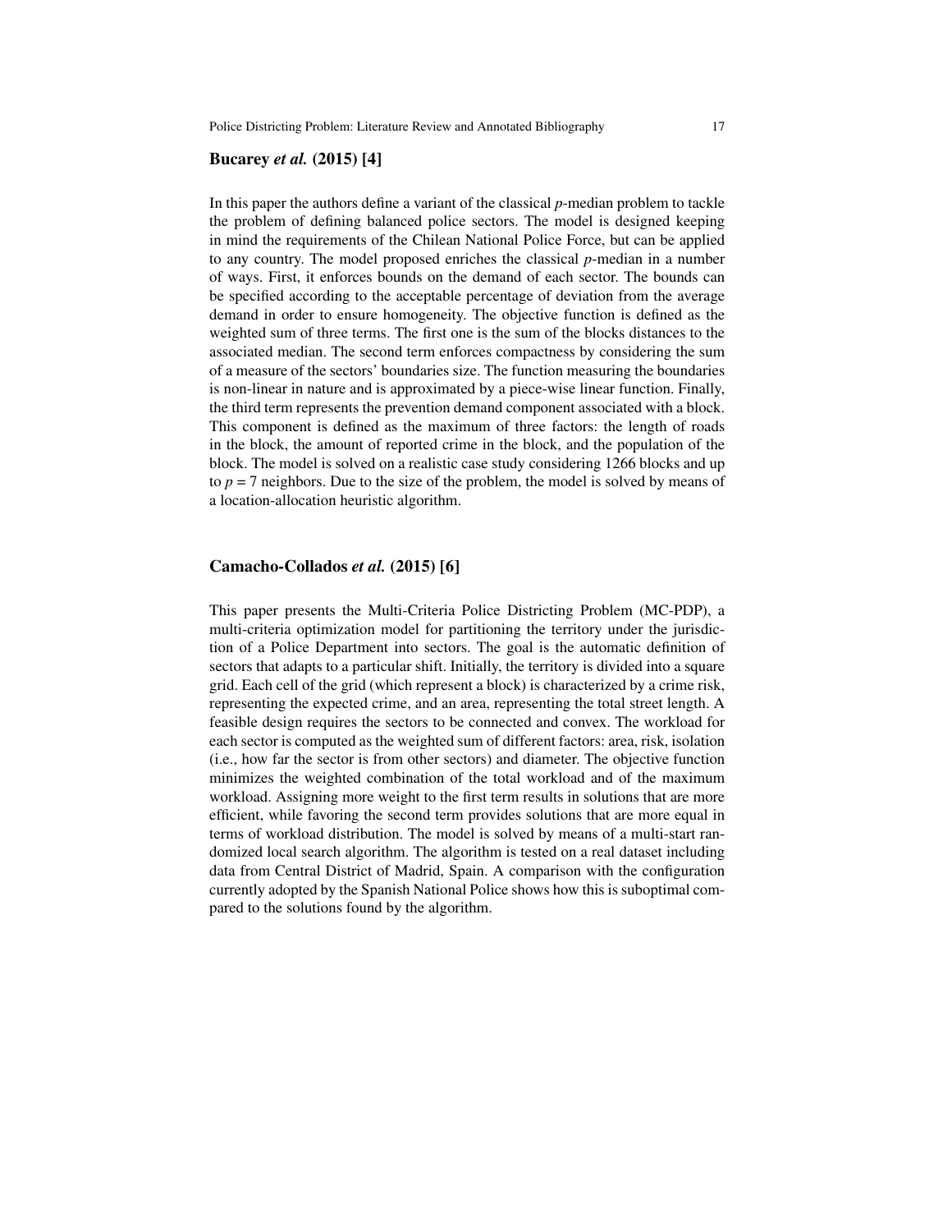### Bucarey *et al.* (2015) [4]

In this paper the authors define a variant of the classical $p$-median problem to tackle the problem of defining balanced police sectors. The model is designed keeping in mind the requirements of the Chilean National Police Force, but can be applied to any country. The model proposed enriches the classical $p$-median in a number of ways. First, it enforces bounds on the demand of each sector. The bounds can be specified according to the acceptable percentage of deviation from the average demand in order to ensure homogeneity. The objective function is defined as the weighted sum of three terms. The first one is the sum of the blocks distances to the associated median. The second term enforces compactness by considering the sum of a measure of the sectors' boundaries size. The function measuring the boundaries is non-linear in nature and is approximated by a piece-wise linear function. Finally, the third term represents the prevention demand component associated with a block. This component is defined as the maximum of three factors: the length of roads in the block, the amount of reported crime in the block, and the population of the block. The model is solved on a realistic case study considering 1266 blocks and up to $p = 7$ neighbors. Due to the size of the problem, the model is solved by means of a location-allocation heuristic algorithm.

### Camacho-Collados *et al.* (2015) [6]

This paper presents the Multi-Criteria Police Districting Problem (MC-PDP), a multi-criteria optimization model for partitioning the territory under the jurisdiction of a Police Department into sectors. The goal is the automatic definition of sectors that adapts to a particular shift. Initially, the territory is divided into a square grid. Each cell of the grid (which represent a block) is characterized by a crime risk, representing the expected crime, and an area, representing the total street length. A feasible design requires the sectors to be connected and convex. The workload for each sector is computed as the weighted sum of different factors: area, risk, isolation (i.e., how far the sector is from other sectors) and diameter. The objective function minimizes the weighted combination of the total workload and of the maximum workload. Assigning more weight to the first term results in solutions that are more efficient, while favoring the second term provides solutions that are more equal in terms of workload distribution. The model is solved by means of a multi-start randomized local search algorithm. The algorithm is tested on a real dataset including data from Central District of Madrid, Spain. A comparison with the configuration currently adopted by the Spanish National Police shows how this is suboptimal compared to the solutions found by the algorithm.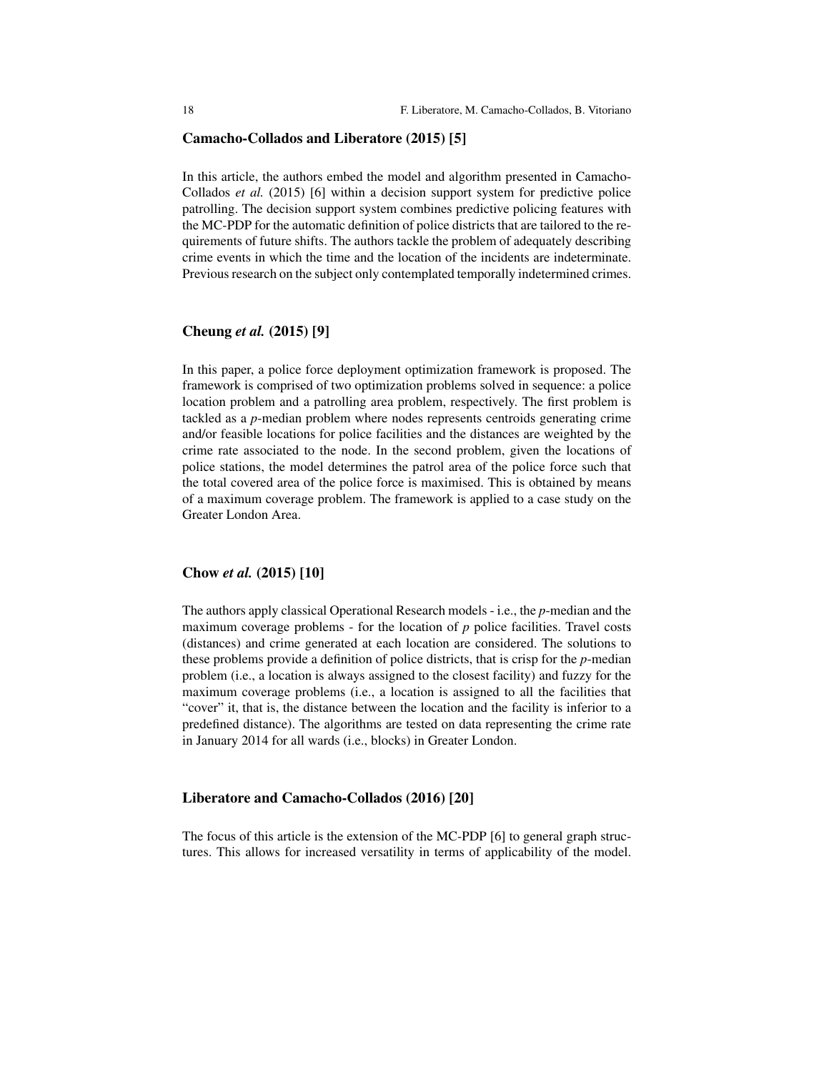### Camacho-Collados and Liberatore (2015) [5]

In this article, the authors embed the model and algorithm presented in Camacho-Collados *et al.* (2015) [6] within a decision support system for predictive police patrolling. The decision support system combines predictive policing features with the MC-PDP for the automatic definition of police districts that are tailored to the requirements of future shifts. The authors tackle the problem of adequately describing crime events in which the time and the location of the incidents are indeterminate. Previous research on the subject only contemplated temporally indetermined crimes.

### Cheung *et al.* (2015) [9]

In this paper, a police force deployment optimization framework is proposed. The framework is comprised of two optimization problems solved in sequence: a police location problem and a patrolling area problem, respectively. The first problem is tackled as a *p*-median problem where nodes represents centroids generating crime and/or feasible locations for police facilities and the distances are weighted by the crime rate associated to the node. In the second problem, given the locations of police stations, the model determines the patrol area of the police force such that the total covered area of the police force is maximised. This is obtained by means of a maximum coverage problem. The framework is applied to a case study on the Greater London Area.

### Chow *et al.* (2015) [10]

The authors apply classical Operational Research models - i.e., the *p*-median and the maximum coverage problems - for the location of *p* police facilities. Travel costs (distances) and crime generated at each location are considered. The solutions to these problems provide a definition of police districts, that is crisp for the *p*-median problem (i.e., a location is always assigned to the closest facility) and fuzzy for the maximum coverage problems (i.e., a location is assigned to all the facilities that "cover" it, that is, the distance between the location and the facility is inferior to a predefined distance). The algorithms are tested on data representing the crime rate in January 2014 for all wards (i.e., blocks) in Greater London.

### Liberatore and Camacho-Collados (2016) [20]

The focus of this article is the extension of the MC-PDP [6] to general graph structures. This allows for increased versatility in terms of applicability of the model.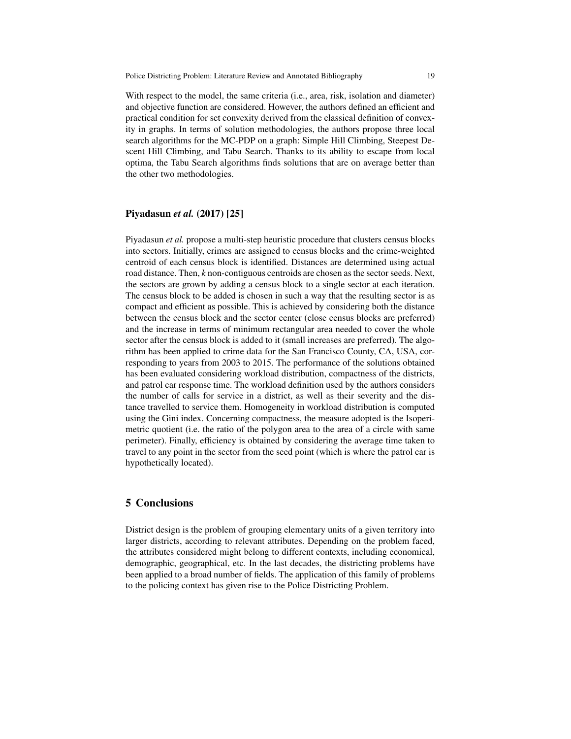With respect to the model, the same criteria (i.e., area, risk, isolation and diameter) and objective function are considered. However, the authors defined an efficient and practical condition for set convexity derived from the classical definition of convexity in graphs. In terms of solution methodologies, the authors propose three local search algorithms for the MC-PDP on a graph: Simple Hill Climbing, Steepest Descent Hill Climbing, and Tabu Search. Thanks to its ability to escape from local optima, the Tabu Search algorithms finds solutions that are on average better than the other two methodologies.

### Piyadasun *et al.* (2017) [25]

Piyadasun *et al.* propose a multi-step heuristic procedure that clusters census blocks into sectors. Initially, crimes are assigned to census blocks and the crime-weighted centroid of each census block is identified. Distances are determined using actual road distance. Then, *k* non-contiguous centroids are chosen as the sector seeds. Next, the sectors are grown by adding a census block to a single sector at each iteration. The census block to be added is chosen in such a way that the resulting sector is as compact and efficient as possible. This is achieved by considering both the distance between the census block and the sector center (close census blocks are preferred) and the increase in terms of minimum rectangular area needed to cover the whole sector after the census block is added to it (small increases are preferred). The algorithm has been applied to crime data for the San Francisco County, CA, USA, corresponding to years from 2003 to 2015. The performance of the solutions obtained has been evaluated considering workload distribution, compactness of the districts, and patrol car response time. The workload definition used by the authors considers the number of calls for service in a district, as well as their severity and the distance travelled to service them. Homogeneity in workload distribution is computed using the Gini index. Concerning compactness, the measure adopted is the Isoperimetric quotient (i.e. the ratio of the polygon area to the area of a circle with same perimeter). Finally, efficiency is obtained by considering the average time taken to travel to any point in the sector from the seed point (which is where the patrol car is hypothetically located).

## 5 Conclusions

District design is the problem of grouping elementary units of a given territory into larger districts, according to relevant attributes. Depending on the problem faced, the attributes considered might belong to different contexts, including economical, demographic, geographical, etc. In the last decades, the districting problems have been applied to a broad number of fields. The application of this family of problems to the policing context has given rise to the Police Districting Problem.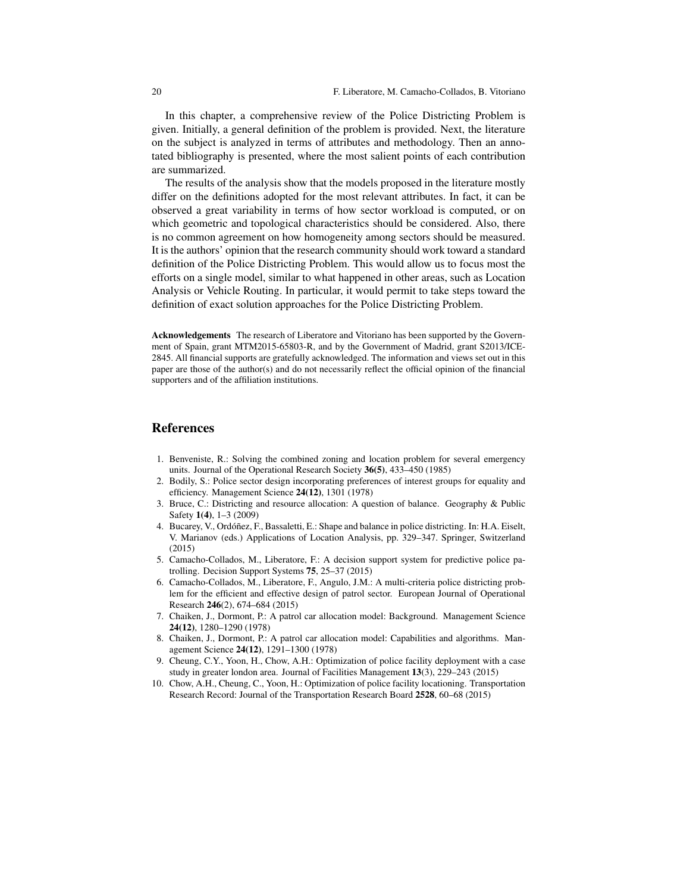In this chapter, a comprehensive review of the Police Districting Problem is given. Initially, a general definition of the problem is provided. Next, the literature on the subject is analyzed in terms of attributes and methodology. Then an annotated bibliography is presented, where the most salient points of each contribution are summarized.

The results of the analysis show that the models proposed in the literature mostly differ on the definitions adopted for the most relevant attributes. In fact, it can be observed a great variability in terms of how sector workload is computed, or on which geometric and topological characteristics should be considered. Also, there is no common agreement on how homogeneity among sectors should be measured. It is the authors' opinion that the research community should work toward a standard definition of the Police Districting Problem. This would allow us to focus most the efforts on a single model, similar to what happened in other areas, such as Location Analysis or Vehicle Routing. In particular, it would permit to take steps toward the definition of exact solution approaches for the Police Districting Problem.

**Acknowledgements** The research of Liberatore and Vitoriano has been supported by the Government of Spain, grant MTM2015-65803-R, and by the Government of Madrid, grant S2013/ICE-2845. All financial supports are gratefully acknowledged. The information and views set out in this paper are those of the author(s) and do not necessarily reflect the official opinion of the financial supporters and of the affiliation institutions.

## References

1. Benveniste, R.: Solving the combined zoning and location problem for several emergency units. Journal of the Operational Research Society **36(5)**, 433–450 (1985)
2. Bodily, S.: Police sector design incorporating preferences of interest groups for equality and efficiency. Management Science **24(12)**, 1301 (1978)
3. Bruce, C.: Districting and resource allocation: A question of balance. Geography & Public Safety **1(4)**, 1–3 (2009)
4. Bucarey, V., Ordóñez, F., Bassaletti, E.: Shape and balance in police districting. In: H.A. Eiselt, V. Marianov (eds.) Applications of Location Analysis, pp. 329–347. Springer, Switzerland (2015)
5. Camacho-Collados, M., Liberatore, F.: A decision support system for predictive police patrolling. Decision Support Systems **75**, 25–37 (2015)
6. Camacho-Collados, M., Liberatore, F., Angulo, J.M.: A multi-criteria police districting problem for the efficient and effective design of patrol sector. European Journal of Operational Research **246**(2), 674–684 (2015)
7. Chaiken, J., Dormont, P.: A patrol car allocation model: Background. Management Science **24(12)**, 1280–1290 (1978)
8. Chaiken, J., Dormont, P.: A patrol car allocation model: Capabilities and algorithms. Management Science **24(12)**, 1291–1300 (1978)
9. Cheung, C.Y., Yoon, H., Chow, A.H.: Optimization of police facility deployment with a case study in greater london area. Journal of Facilities Management **13**(3), 229–243 (2015)
10. Chow, A.H., Cheung, C., Yoon, H.: Optimization of police facility locationings. Transportation Research Record: Journal of the Transportation Research Board **2528**, 60–68 (2015)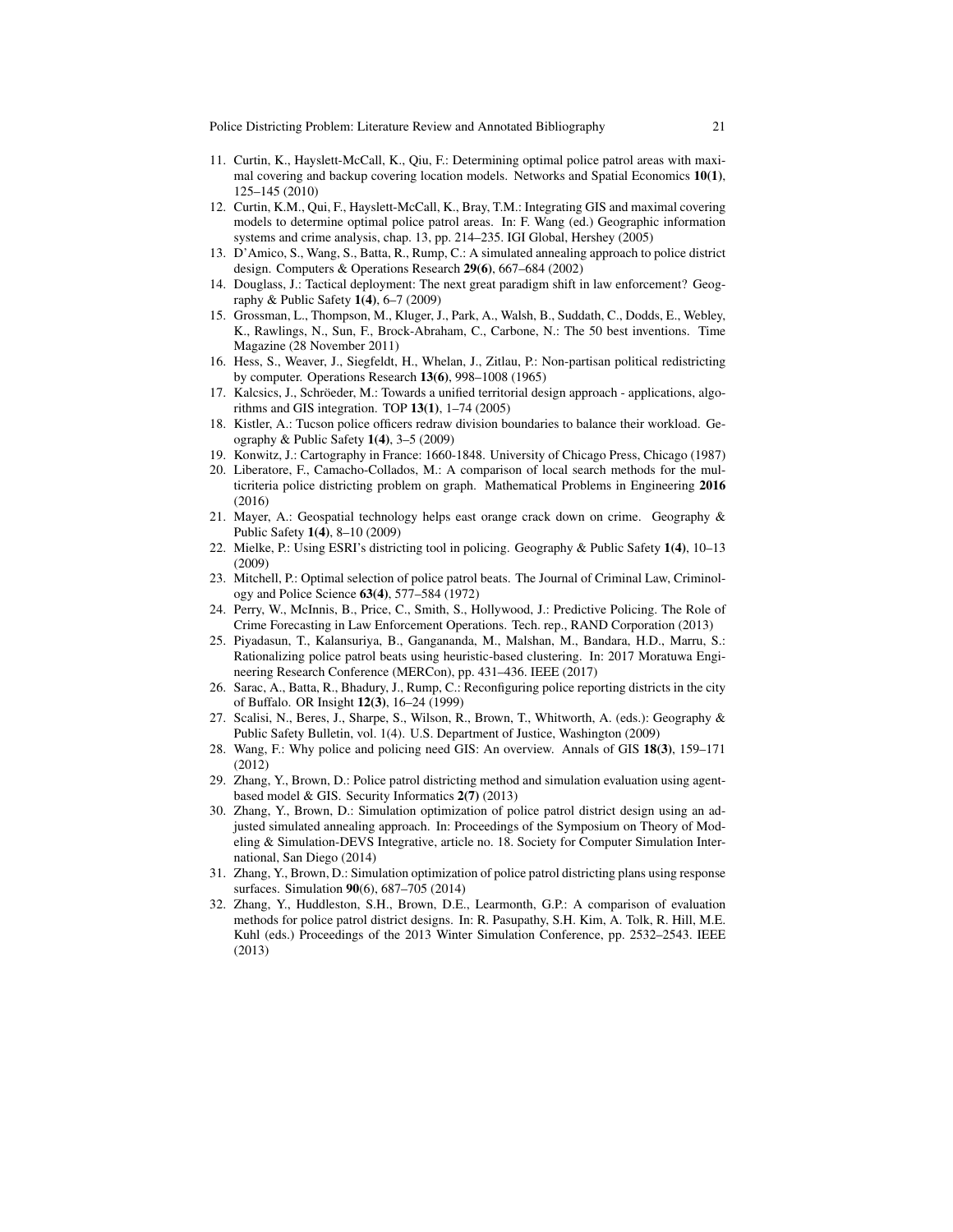11. Curtin, K., Hayslett-McCall, K., Qiu, F.: Determining optimal police patrol areas with maximal covering and backup covering location models. Networks and Spatial Economics **10(1)**, 125–145 (2010)
12. Curtin, K.M., Qui, F., Hayslett-McCall, K., Bray, T.M.: Integrating GIS and maximal covering models to determine optimal police patrol areas. In: F. Wang (ed.) Geographic information systems and crime analysis, chap. 13, pp. 214–235. IGI Global, Hershey (2005)
13. D'Amico, S., Wang, S., Batta, R., Rump, C.: A simulated annealing approach to police district design. Computers & Operations Research **29(6)**, 667–684 (2002)
14. Douglass, J.: Tactical deployment: The next great paradigm shift in law enforcement? Geography & Public Safety **1(4)**, 6–7 (2009)
15. Grossman, L., Thompson, M., Kluger, J., Park, A., Walsh, B., Suddath, C., Dodds, E., Webley, K., Rawlings, N., Sun, F., Brock-Abraham, C., Carbone, N.: The 50 best inventions. Time Magazine (28 November 2011)
16. Hess, S., Weaver, J., Siegfeldt, H., Whelan, J., Zitlau, P.: Non-partisan political redistricting by computer. Operations Research **13(6)**, 998–1008 (1965)
17. Kalcsics, J., Schröeder, M.: Towards a unified territorial design approach - applications, algorithms and GIS integration. TOP **13(1)**, 1–74 (2005)
18. Kistler, A.: Tucson police officers redraw division boundaries to balance their workload. Geography & Public Safety **1(4)**, 3–5 (2009)
19. Konwitz, J.: Cartography in France: 1660-1848. University of Chicago Press, Chicago (1987)
20. Liberatore, F., Camacho-Collados, M.: A comparison of local search methods for the multicriteria police districting problem on graph. Mathematical Problems in Engineering **2016** (2016)
21. Mayer, A.: Geospatial technology helps east orange crack down on crime. Geography & Public Safety **1(4)**, 8–10 (2009)
22. Mielke, P.: Using ESRI's districting tool in policing. Geography & Public Safety **1(4)**, 10–13 (2009)
23. Mitchell, P.: Optimal selection of police patrol beats. The Journal of Criminal Law, Criminology and Police Science **63(4)**, 577–584 (1972)
24. Perry, W., McInnis, B., Price, C., Smith, S., Hollywood, J.: Predictive Policing. The Role of Crime Forecasting in Law Enforcement Operations. Tech. rep., RAND Corporation (2013)
25. Piyadasun, T., Kalansuriya, B., Gangananda, M., Malshan, M., Bandara, H.D., Marru, S.: Rationalizing police patrol beats using heuristic-based clustering. In: 2017 Moratuwa Engineering Research Conference (MERCon), pp. 431–436. IEEE (2017)
26. Sarac, A., Batta, R., Bhadury, J., Rump, C.: Reconfiguring police reporting districts in the city of Buffalo. OR Insight **12(3)**, 16–24 (1999)
27. Scalisi, N., Beres, J., Sharpe, S., Wilson, R., Brown, T., Whitworth, A. (eds.): Geography & Public Safety Bulletin, vol. 1(4). U.S. Department of Justice, Washington (2009)
28. Wang, F.: Why police and policing need GIS: An overview. Annals of GIS **18(3)**, 159–171 (2012)
29. Zhang, Y., Brown, D.: Police patrol districting method and simulation evaluation using agent-based model & GIS. Security Informatics **2(7)** (2013)
30. Zhang, Y., Brown, D.: Simulation optimization of police patrol district design using an adjusted simulated annealing approach. In: Proceedings of the Symposium on Theory of Modeling & Simulation-DEVS Integrative, article no. 18. Society for Computer Simulation International, San Diego (2014)
31. Zhang, Y., Brown, D.: Simulation optimization of police patrol districting plans using response surfaces. Simulation **90**(6), 687–705 (2014)
32. Zhang, Y., Huddleston, S.H., Brown, D.E., Learmonth, G.P.: A comparison of evaluation methods for police patrol district designs. In: R. Pasupathy, S.H. Kim, A. Tolk, R. Hill, M.E. Kuhl (eds.) Proceedings of the 2013 Winter Simulation Conference, pp. 2532–2543. IEEE (2013)